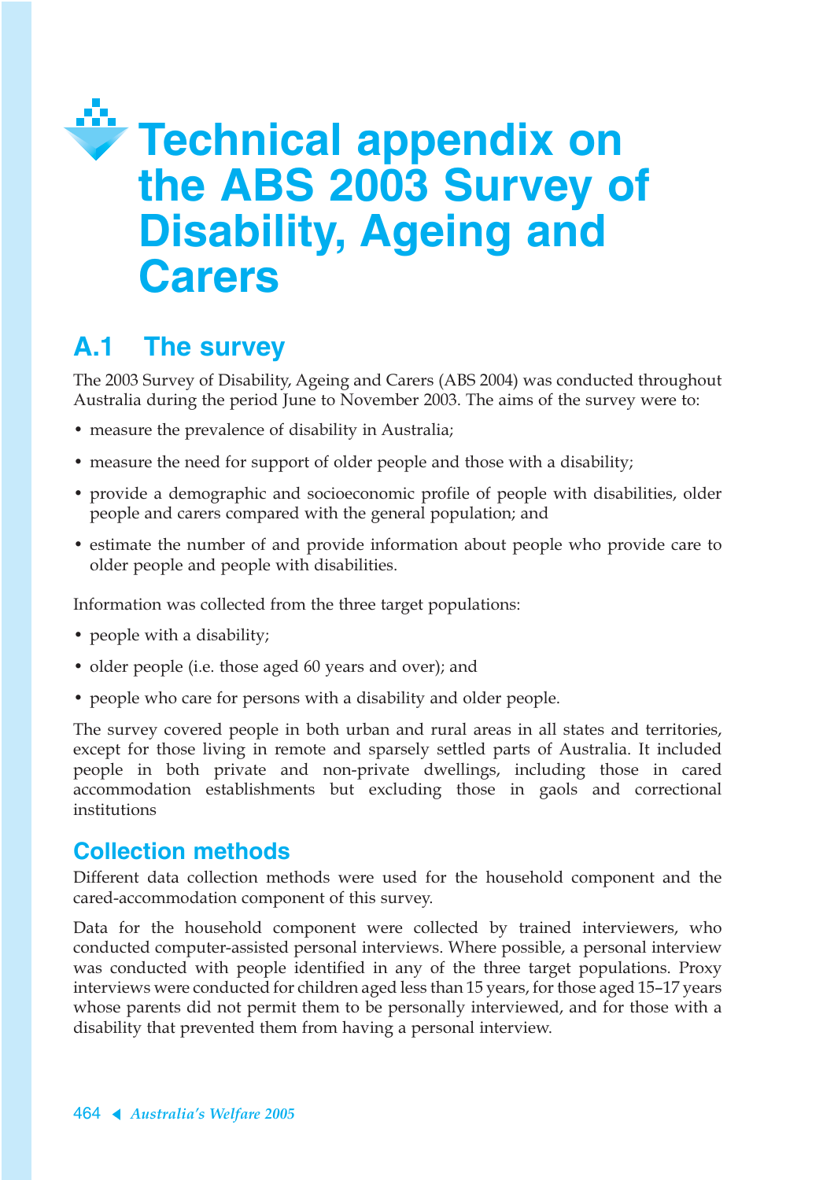# Technical appendix on the ABS 2003 Survey of Disability, Ageing and Carers

## A.1 The survey

The 2003 Survey of Disability, Ageing and Carers (ABS 2004) was conducted throughout Australia during the period June to November 2003. The aims of the survey were to:

- measure the prevalence of disability in Australia;
- measure the need for support of older people and those with a disability;
- provide a demographic and socioeconomic profile of people with disabilities, older people and carers compared with the general population; and
- estimate the number of and provide information about people who provide care to older people and people with disabilities.

Information was collected from the three target populations:

- people with a disability;
- older people (i.e. those aged 60 years and over); and
- people who care for persons with a disability and older people.

The survey covered people in both urban and rural areas in all states and territories, except for those living in remote and sparsely settled parts of Australia. It included people in both private and non-private dwellings, including those in cared accommodation establishments but excluding those in gaols and correctional institutions

### Collection methods

Different data collection methods were used for the household component and the cared-accommodation component of this survey.

Data for the household component were collected by trained interviewers, who conducted computer-assisted personal interviews. Where possible, a personal interview was conducted with people identified in any of the three target populations. Proxy interviews were conducted for children aged less than 15 years, for those aged 15–17 years whose parents did not permit them to be personally interviewed, and for those with a disability that prevented them from having a personal interview.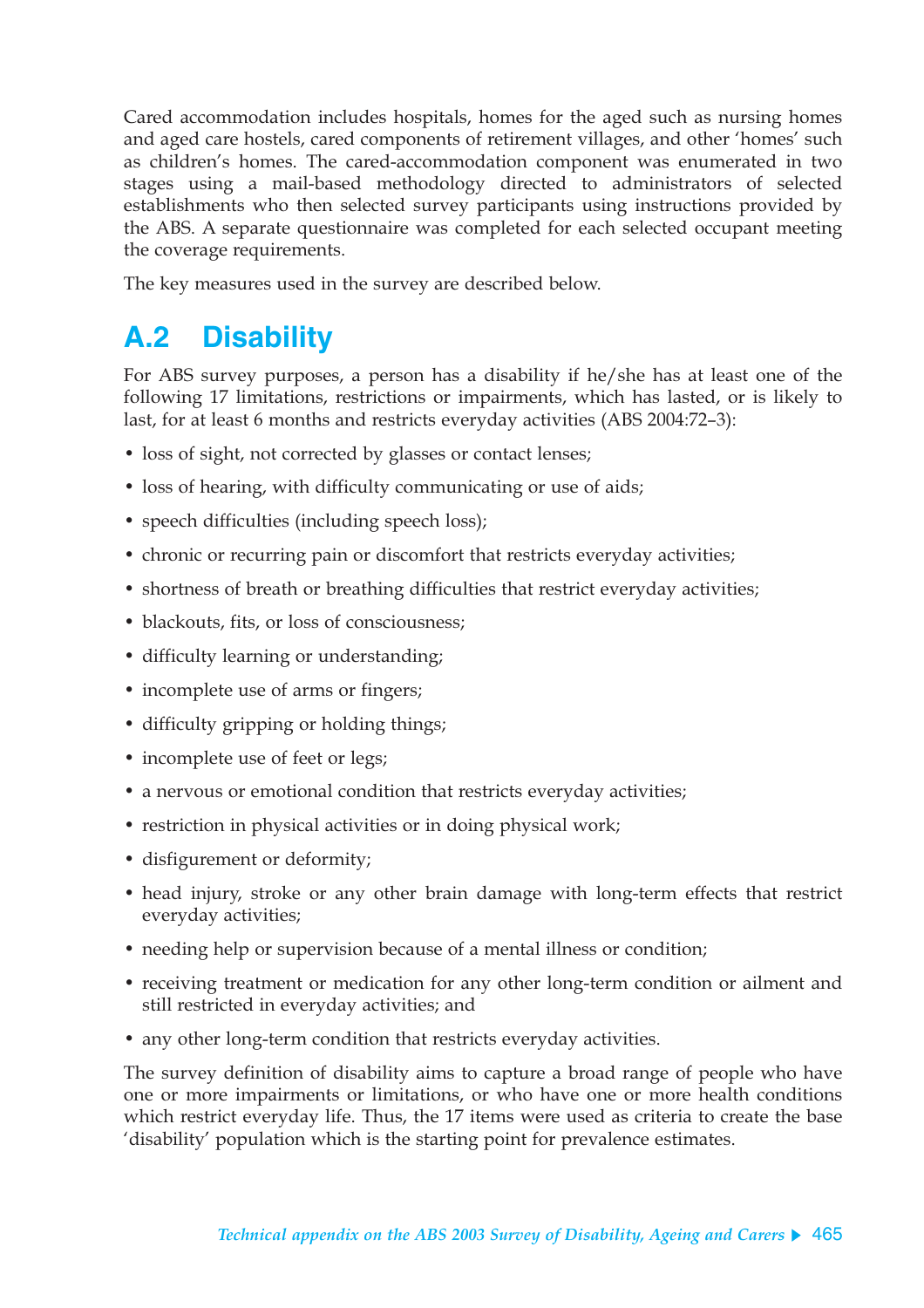Cared accommodation includes hospitals, homes for the aged such as nursing homes and aged care hostels, cared components of retirement villages, and other 'homes' such as children's homes. The cared-accommodation component was enumerated in two stages using a mail-based methodology directed to administrators of selected establishments who then selected survey participants using instructions provided by the ABS. A separate questionnaire was completed for each selected occupant meeting the coverage requirements.

The key measures used in the survey are described below.

## A.2 Disability

For ABS survey purposes, a person has a disability if he/she has at least one of the following 17 limitations, restrictions or impairments, which has lasted, or is likely to last, for at least 6 months and restricts everyday activities (ABS 2004:72–3):

- loss of sight, not corrected by glasses or contact lenses;
- loss of hearing, with difficulty communicating or use of aids;
- speech difficulties (including speech loss);
- chronic or recurring pain or discomfort that restricts everyday activities;
- shortness of breath or breathing difficulties that restrict everyday activities;
- blackouts, fits, or loss of consciousness;
- difficulty learning or understanding;
- incomplete use of arms or fingers;
- difficulty gripping or holding things;
- incomplete use of feet or legs;
- a nervous or emotional condition that restricts everyday activities;
- restriction in physical activities or in doing physical work;
- disfigurement or deformity;
- head injury, stroke or any other brain damage with long-term effects that restrict everyday activities;
- needing help or supervision because of a mental illness or condition;
- receiving treatment or medication for any other long-term condition or ailment and still restricted in everyday activities; and
- any other long-term condition that restricts everyday activities.

The survey definition of disability aims to capture a broad range of people who have one or more impairments or limitations, or who have one or more health conditions which restrict everyday life. Thus, the 17 items were used as criteria to create the base 'disability' population which is the starting point for prevalence estimates.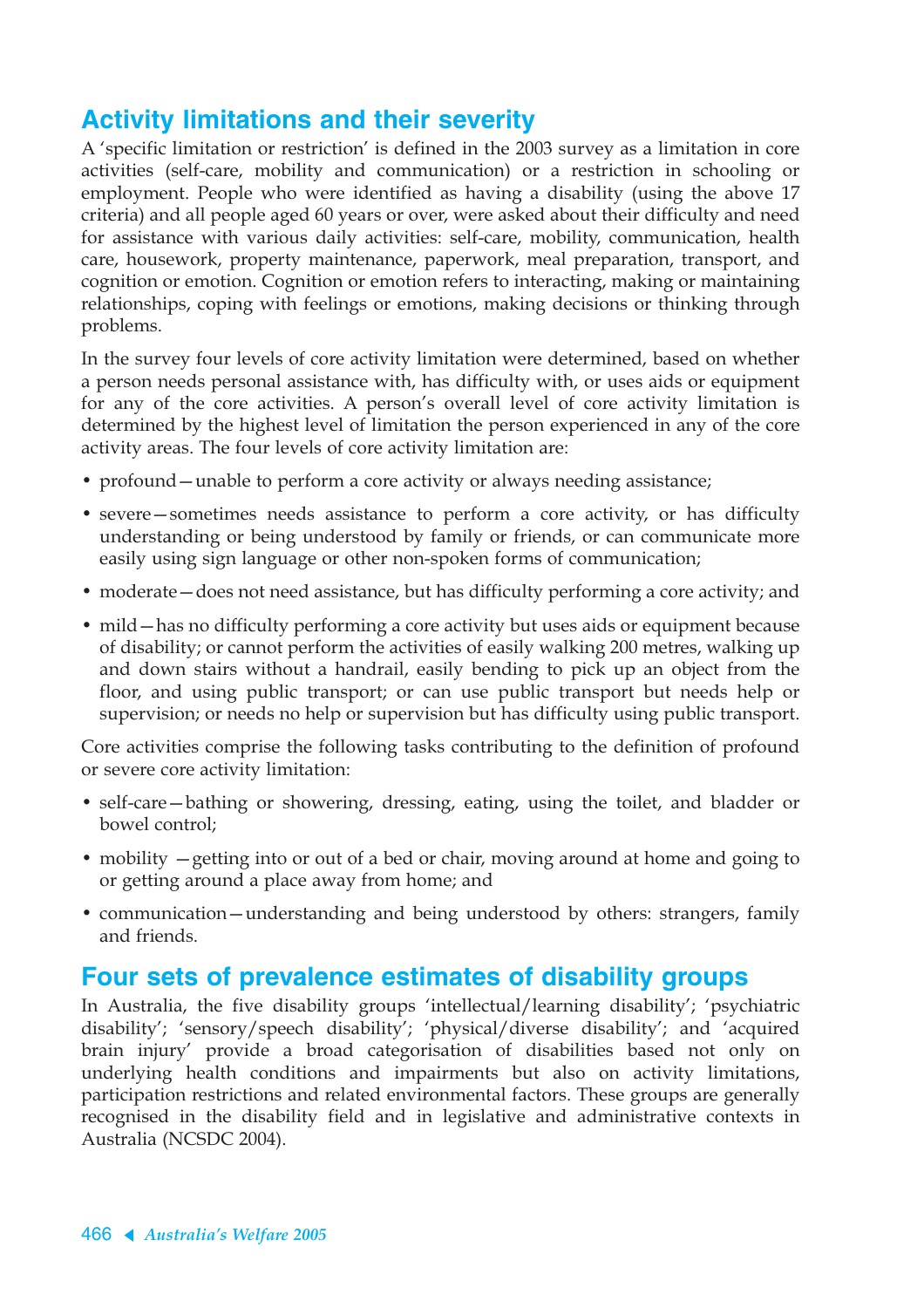## Activity limitations and their severity

A 'specific limitation or restriction' is defined in the 2003 survey as a limitation in core activities (self-care, mobility and communication) or a restriction in schooling or employment. People who were identified as having a disability (using the above 17 criteria) and all people aged 60 years or over, were asked about their difficulty and need for assistance with various daily activities: self-care, mobility, communication, health care, housework, property maintenance, paperwork, meal preparation, transport, and cognition or emotion. Cognition or emotion refers to interacting, making or maintaining relationships, coping with feelings or emotions, making decisions or thinking through problems.

In the survey four levels of core activity limitation were determined, based on whether a person needs personal assistance with, has difficulty with, or uses aids or equipment for any of the core activities. A person's overall level of core activity limitation is determined by the highest level of limitation the person experienced in any of the core activity areas. The four levels of core activity limitation are:

- profound—unable to perform a core activity or always needing assistance;
- severe—sometimes needs assistance to perform a core activity, or has difficulty understanding or being understood by family or friends, or can communicate more easily using sign language or other non-spoken forms of communication;
- moderate—does not need assistance, but has difficulty performing a core activity; and
- mild—has no difficulty performing a core activity but uses aids or equipment because of disability; or cannot perform the activities of easily walking 200 metres, walking up and down stairs without a handrail, easily bending to pick up an object from the floor, and using public transport; or can use public transport but needs help or supervision; or needs no help or supervision but has difficulty using public transport.

Core activities comprise the following tasks contributing to the definition of profound or severe core activity limitation:

- self-care—bathing or showering, dressing, eating, using the toilet, and bladder or bowel control;
- mobility —getting into or out of a bed or chair, moving around at home and going to or getting around a place away from home; and
- communication—understanding and being understood by others: strangers, family and friends.

## Four sets of prevalence estimates of disability groups

In Australia, the five disability groups 'intellectual/learning disability'; 'psychiatric disability'; 'sensory/speech disability'; 'physical/diverse disability'; and 'acquired brain injury' provide a broad categorisation of disabilities based not only on underlying health conditions and impairments but also on activity limitations, participation restrictions and related environmental factors. These groups are generally recognised in the disability field and in legislative and administrative contexts in Australia (NCSDC 2004).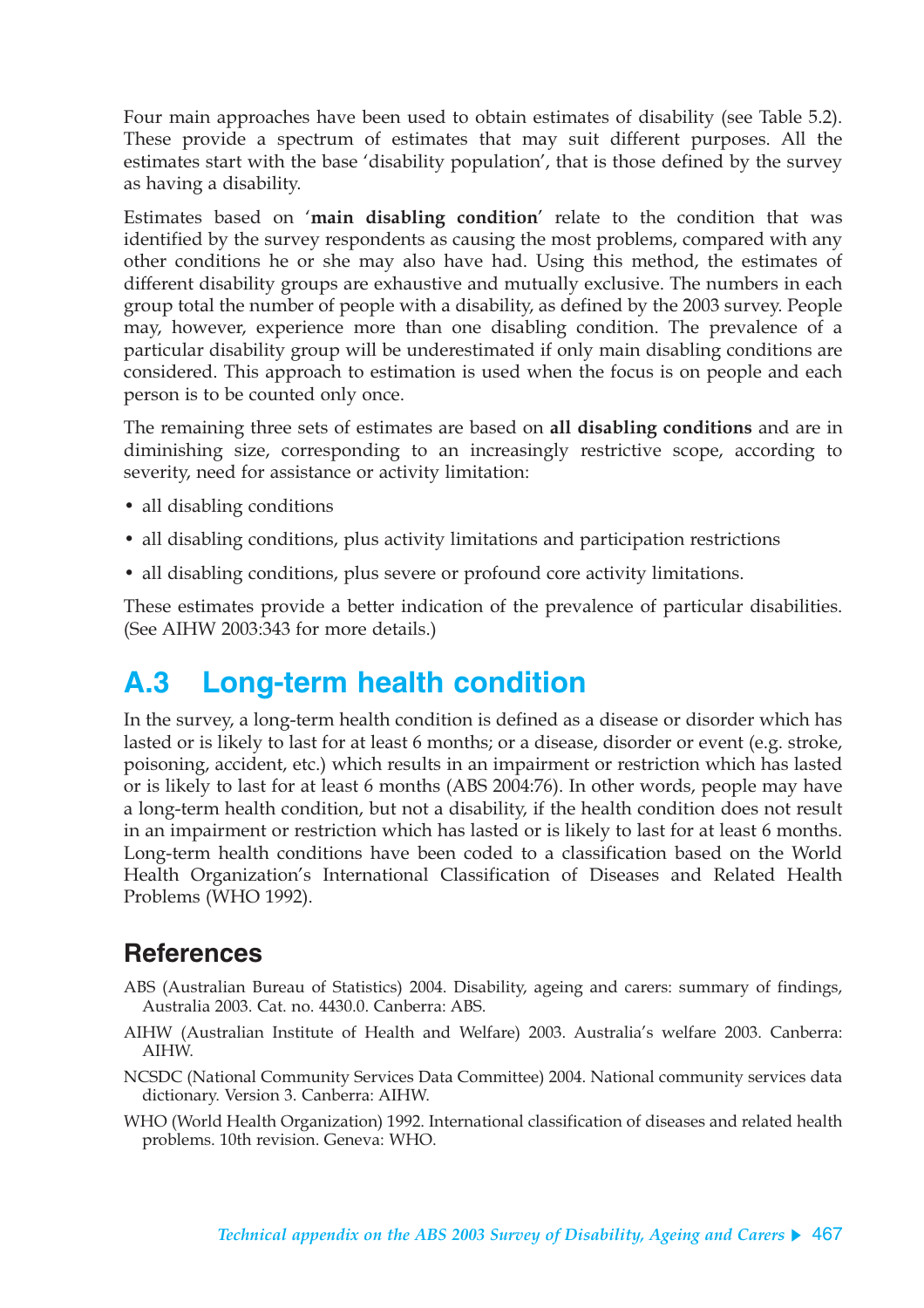Four main approaches have been used to obtain estimates of disability (see Table 5.2). These provide a spectrum of estimates that may suit different purposes. All the estimates start with the base 'disability population', that is those defined by the survey as having a disability.

Estimates based on '**main disabling condition**' relate to the condition that was identified by the survey respondents as causing the most problems, compared with any other conditions he or she may also have had. Using this method, the estimates of different disability groups are exhaustive and mutually exclusive. The numbers in each group total the number of people with a disability, as defined by the 2003 survey. People may, however, experience more than one disabling condition. The prevalence of a particular disability group will be underestimated if only main disabling conditions are considered. This approach to estimation is used when the focus is on people and each person is to be counted only once.

The remaining three sets of estimates are based on **all disabling conditions** and are in diminishing size, corresponding to an increasingly restrictive scope, according to severity, need for assistance or activity limitation:

- all disabling conditions
- all disabling conditions, plus activity limitations and participation restrictions
- all disabling conditions, plus severe or profound core activity limitations.

These estimates provide a better indication of the prevalence of particular disabilities. (See AIHW 2003:343 for more details.)

## A.3 Long-term health condition

In the survey, a long-term health condition is defined as a disease or disorder which has lasted or is likely to last for at least 6 months; or a disease, disorder or event (e.g. stroke, poisoning, accident, etc.) which results in an impairment or restriction which has lasted or is likely to last for at least 6 months (ABS 2004:76). In other words, people may have a long-term health condition, but not a disability, if the health condition does not result in an impairment or restriction which has lasted or is likely to last for at least 6 months. Long-term health conditions have been coded to a classification based on the World Health Organization's International Classification of Diseases and Related Health Problems (WHO 1992).

## References

ABS (Australian Bureau of Statistics) 2004. Disability, ageing and carers: summary of findings, Australia 2003. Cat. no. 4430.0. Canberra: ABS.

AIHW (Australian Institute of Health and Welfare) 2003. Australia's welfare 2003. Canberra: AIHW.

NCSDC (National Community Services Data Committee) 2004. National community services data dictionary. Version 3. Canberra: AIHW.

WHO (World Health Organization) 1992. International classification of diseases and related health problems. 10th revision. Geneva: WHO.